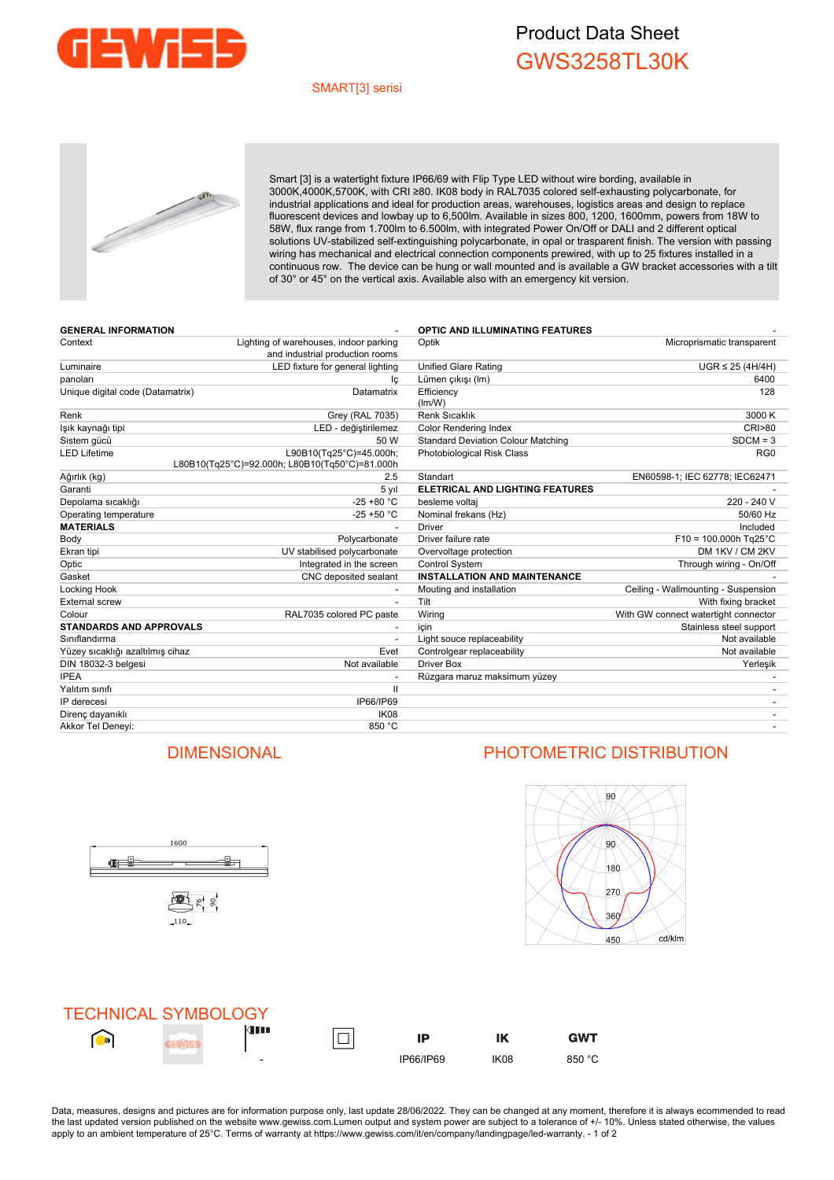# Product Data Sheet

## GWS3258TL30K

SMART[3] serisi

Smart [3] is a watertight fixture IP66/69 with Flip Type LED without wire bording, available in 3000K,4000K,5700K, with CRI ≥80. IK08 body in RAL7035 colored self-exhausting polycarbonate, for industrial applications and ideal for production areas, warehouses, logistics areas and design to replace fluorescent devices and lowbay up to 6,500lm. Available in sizes 800, 1200, 1600mm, powers from 18W to 58W, flux range from 1.700lm to 6.500lm, with integrated Power On/Off or DALI and 2 different optical solutions UV-stabilized self-extinguishing polycarbonate, in opal or trasparent finish. The version with passing wiring has mechanical and electrical connection components prewired, with up to 25 fixtures installed in a continuous row. The device can be hung or wall mounted and is available a GW bracket accessories with a tilt of 30° or 45° on the vertical axis. Available also with an emergency kit version.

| GENERAL INFORMATION | - |
|---|---|
| Context | Lighting of warehouses, indoor parking and industrial production rooms |
| Luminaire | LED fixture for general lighting |
| panoları | İç |
| Unique digital code (Datamatrix) | Datamatrix |
| Renk | Grey (RAL 7035) |
| Işık kaynağı tipi | LED - değiştirilemez |
| Sistem gücü | 50 W |
| LED Lifetime | L90B10(Tq25°C)=45.000h; L80B10(Tq25°C)=92.000h; L80B10(Tq50°C)=81.000h |
| Ağırlık (kg) | 2.5 |
| Garanti | 5 yıl |
| Depolama sıcaklığı | -25 +80 °C |
| Operating temperature | -25 +50 °C |
| **MATERIALS** | - |
| Body | Polycarbonate |
| Ekran tipi | UV stabilised polycarbonate |
| Optic | Integrated in the screen |
| Gasket | CNC deposited sealant |
| Locking Hook | - |
| External screw | - |
| Colour | RAL7035 colored PC paste |
| **STANDARDS AND APPROVALS** | - |
| Sınıflandırma | - |
| Yüzey sıcaklığı azaltılmış cihaz | Evet |
| DIN 18032-3 belgesi | Not available |
| IPEA | - |
| Yalıtım sınıfı | II |
| IP derecesi | IP66/IP69 |
| Direnç dayanıklı | IK08 |
| Akkor Tel Deneyi: | 850 °C |

| OPTIC AND ILLUMINATING FEATURES | - |
|---|---|
| Optik | Microprismatic transparent |
| Unified Glare Rating | UGR ≤ 25 (4H/4H) |
| Lümen çıkışı (lm) | 6400 |
| Efficiency (lm/W) | 128 |
| Renk Sıcaklık | 3000 K |
| Color Rendering Index | CRI>80 |
| Standard Deviation Colour Matching | SDCM = 3 |
| Photobiological Risk Class | RG0 |
| Standart | EN60598-1; IEC 62778; IEC62471 |
| **ELETRICAL AND LIGHTING FEATURES** | - |
| besleme voltaj | 220 - 240 V |
| Nominal frekans (Hz) | 50/60 Hz |
| Driver | Included |
| Driver failure rate | F10 = 100.000h Tq25°C |
| Overvoltage protection | DM 1KV / CM 2KV |
| Control System | Through wiring - On/Off |
| **INSTALLATION AND MAINTENANCE** | - |
| Mouting and installation | Ceiling - Wallmounting - Suspension |
| Tilt | With fixing bracket |
| Wiring | With GW connect watertight connector |
| için | Stainless steel support |
| Light souce replaceability | Not available |
| Controlgear replaceability | Not available |
| Driver Box | Yerleşik |
| Rüzgara maruz maksimum yüzey | - |

## DIMENSIONAL

1600

110 76 90

## PHOTOMETRIC DISTRIBUTION

90, 90, 180, 270, 360, 450 cd/klm

## TECHNICAL SYMBOLOGY

| - | IP66/IP69 | IK08 | 850 °C |
|---|---|---|---|

Data, measures, designs and pictures are for information purpose only, last update 28/06/2022. They can be changed at any moment, therefore it is always ecommended to read the last updated version published on the website www.gewiss.com.Lumen output and system power are subject to a tolerance of +/- 10%. Unless stated otherwise, the values apply to an ambient temperature of 25°C. Terms of warranty at https://www.gewiss.com/it/en/company/landingpage/led-warranty.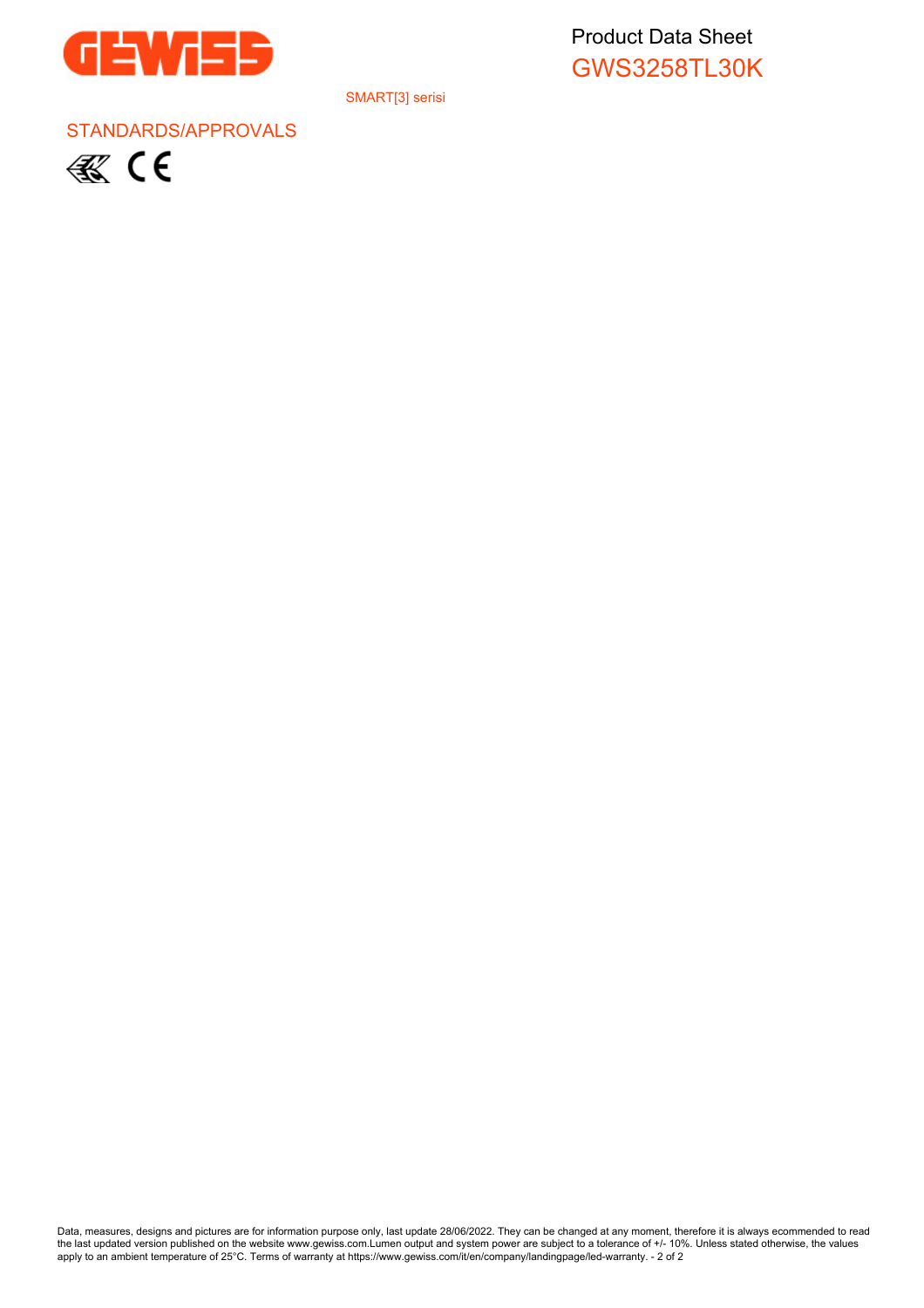Product Data Sheet

GWS3258TL30K

SMART[3] serisi

## STANDARDS/APPROVALS

Data, measures, designs and pictures are for information purpose only, last update 28/06/2022. They can be changed at any moment, therefore it is always ecommended to read the last updated version published on the website www.gewiss.com.Lumen output and system power are subject to a tolerance of +/- 10%. Unless stated otherwise, the values apply to an ambient temperature of 25°C. Terms of warranty at https://www.gewiss.com/it/en/company/landingpage/led-warranty.